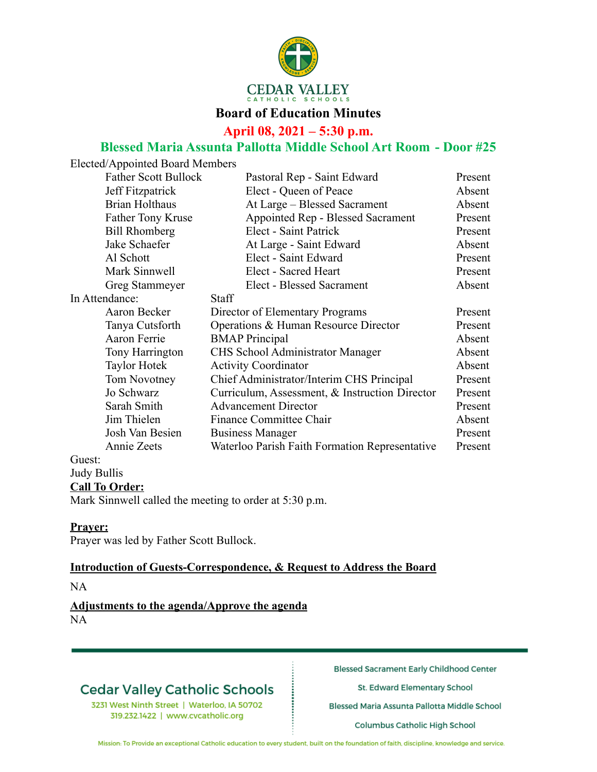# Board of Education Minutes

## April 08, 2021 – 5:30 p.m.

## Blessed Maria Assunta Pallotta Middle School Art Room - Door #25

Elected/Appointed Board Members

| Name | Position | Status |
|---|---|---|
| Father Scott Bullock | Pastoral Rep - Saint Edward | Present |
| Jeff Fitzpatrick | Elect - Queen of Peace | Absent |
| Brian Holthaus | At Large – Blessed Sacrament | Absent |
| Father Tony Kruse | Appointed Rep - Blessed Sacrament | Present |
| Bill Rhomberg | Elect - Saint Patrick | Present |
| Jake Schaefer | At Large - Saint Edward | Absent |
| Al Schott | Elect - Saint Edward | Present |
| Mark Sinnwell | Elect - Sacred Heart | Present |
| Greg Stammeyer | Elect - Blessed Sacrament | Absent |

In Attendance: Staff

| Name | Position | Status |
|---|---|---|
| Aaron Becker | Director of Elementary Programs | Present |
| Tanya Cutsforth | Operations & Human Resource Director | Present |
| Aaron Ferrie | BMAP Principal | Absent |
| Tony Harrington | CHS School Administrator Manager | Absent |
| Taylor Hotek | Activity Coordinator | Absent |
| Tom Novotney | Chief Administrator/Interim CHS Principal | Present |
| Jo Schwarz | Curriculum, Assessment, & Instruction Director | Present |
| Sarah Smith | Advancement Director | Present |
| Jim Thielen | Finance Committee Chair | Absent |
| Josh Van Besien | Business Manager | Present |
| Annie Zeets | Waterloo Parish Faith Formation Representative | Present |

Guest:
Judy Bullis

**Call To Order:**
Mark Sinnwell called the meeting to order at 5:30 p.m.

**Prayer:**
Prayer was led by Father Scott Bullock.

**Introduction of Guests-Correspondence, & Request to Address the Board**

NA

**Adjustments to the agenda/Approve the agenda**
NA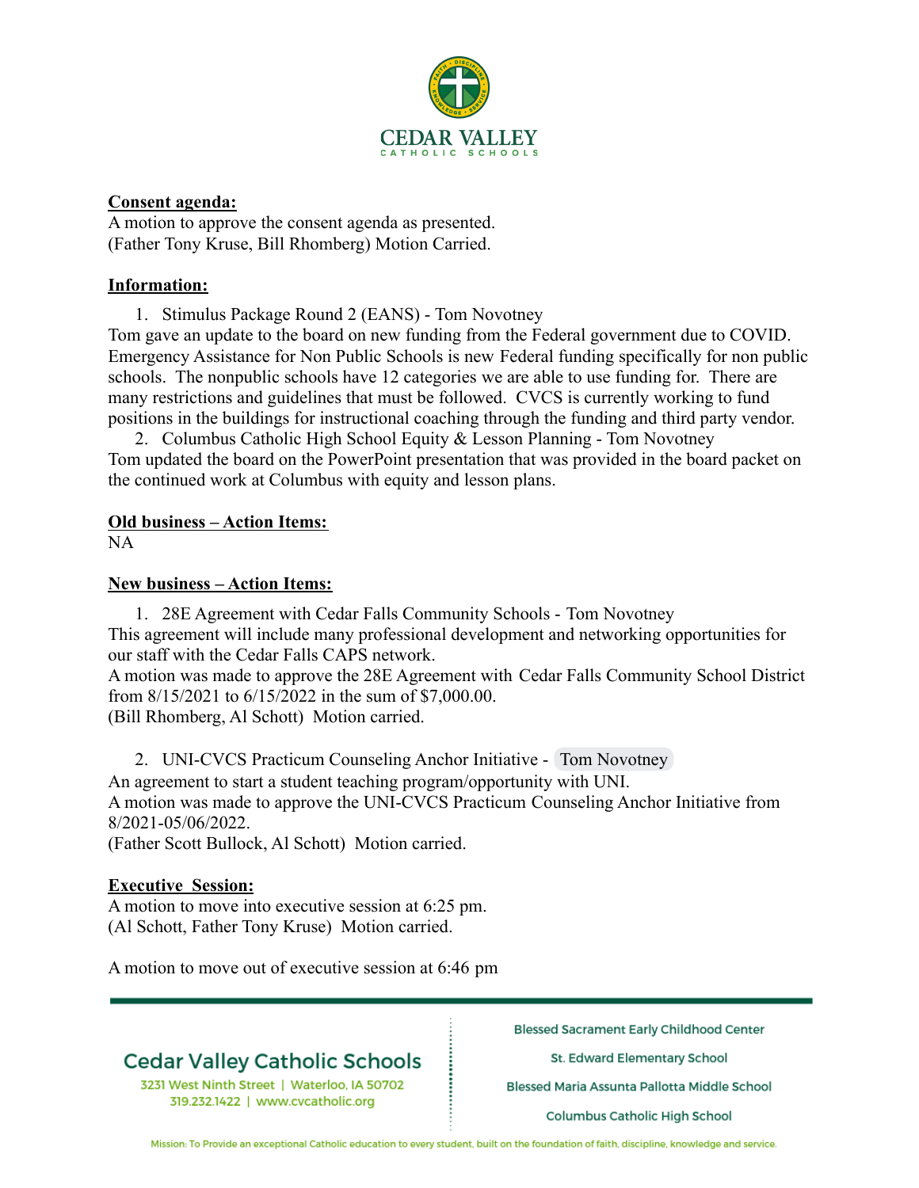**Consent agenda:**
A motion to approve the consent agenda as presented.
(Father Tony Kruse, Bill Rhomberg) Motion Carried.

**Information:**

1. Stimulus Package Round 2 (EANS) - Tom Novotney

Tom gave an update to the board on new funding from the Federal government due to COVID. Emergency Assistance for Non Public Schools is new Federal funding specifically for non public schools. The nonpublic schools have 12 categories we are able to use funding for. There are many restrictions and guidelines that must be followed. CVCS is currently working to fund positions in the buildings for instructional coaching through the funding and third party vendor.

2. Columbus Catholic High School Equity & Lesson Planning - Tom Novotney

Tom updated the board on the PowerPoint presentation that was provided in the board packet on the continued work at Columbus with equity and lesson plans.

**Old business – Action Items:**
NA

**New business – Action Items:**

1. 28E Agreement with Cedar Falls Community Schools - Tom Novotney

This agreement will include many professional development and networking opportunities for our staff with the Cedar Falls CAPS network.
A motion was made to approve the 28E Agreement with Cedar Falls Community School District from 8/15/2021 to 6/15/2022 in the sum of $7,000.00.
(Bill Rhomberg, Al Schott) Motion carried.

2. UNI-CVCS Practicum Counseling Anchor Initiative - Tom Novotney

An agreement to start a student teaching program/opportunity with UNI.
A motion was made to approve the UNI-CVCS Practicum Counseling Anchor Initiative from 8/2021-05/06/2022.
(Father Scott Bullock, Al Schott) Motion carried.

**Executive Session:**
A motion to move into executive session at 6:25 pm.
(Al Schott, Father Tony Kruse) Motion carried.

A motion to move out of executive session at 6:46 pm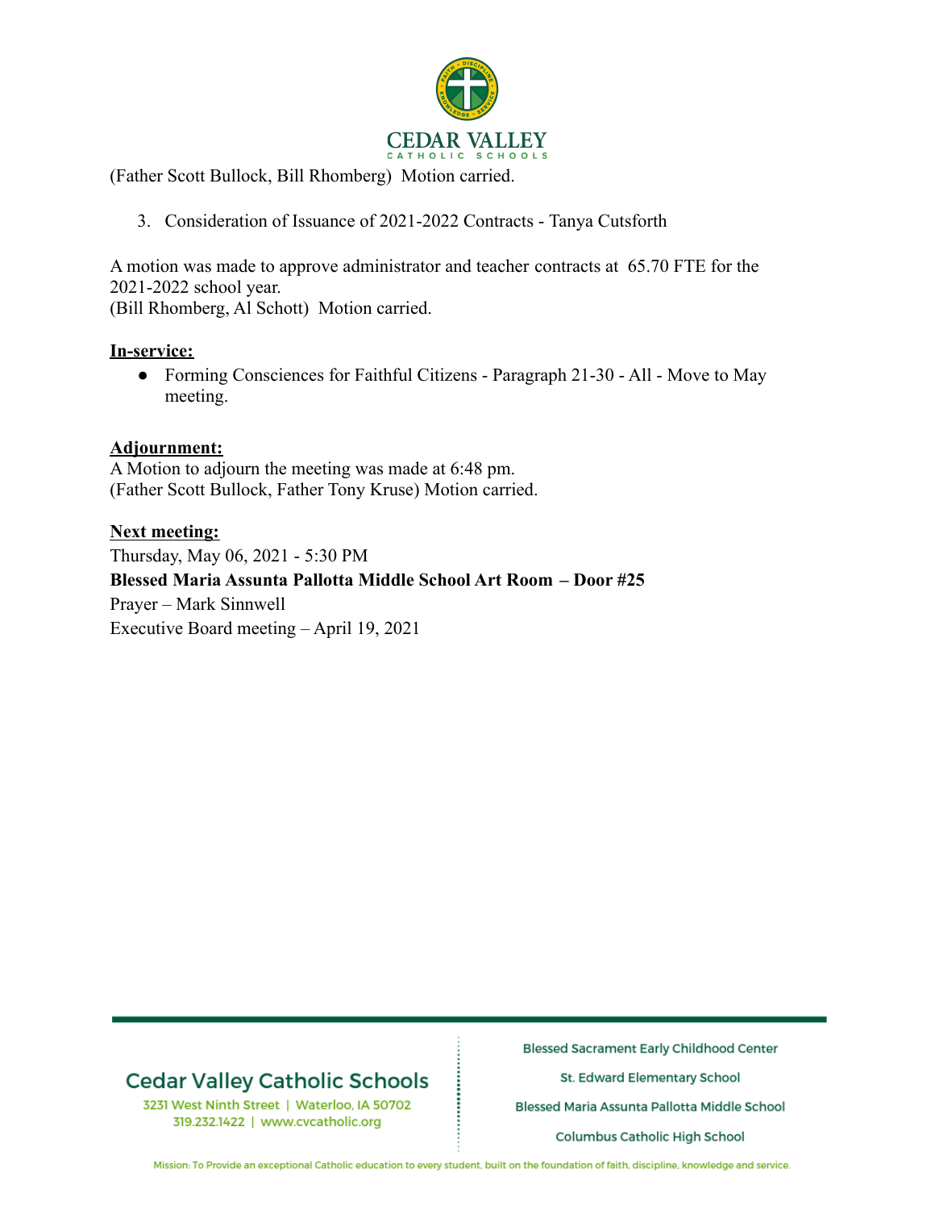(Father Scott Bullock, Bill Rhomberg) Motion carried.

3. Consideration of Issuance of 2021-2022 Contracts - Tanya Cutsforth

A motion was made to approve administrator and teacher contracts at 65.70 FTE for the 2021-2022 school year.
(Bill Rhomberg, Al Schott) Motion carried.

**In-service:**

- Forming Consciences for Faithful Citizens - Paragraph 21-30 - All - Move to May meeting.

**Adjournment:**

A Motion to adjourn the meeting was made at 6:48 pm.
(Father Scott Bullock, Father Tony Kruse) Motion carried.

**Next meeting:**

Thursday, May 06, 2021 - 5:30 PM
**Blessed Maria Assunta Pallotta Middle School Art Room – Door #25**
Prayer – Mark Sinnwell
Executive Board meeting – April 19, 2021